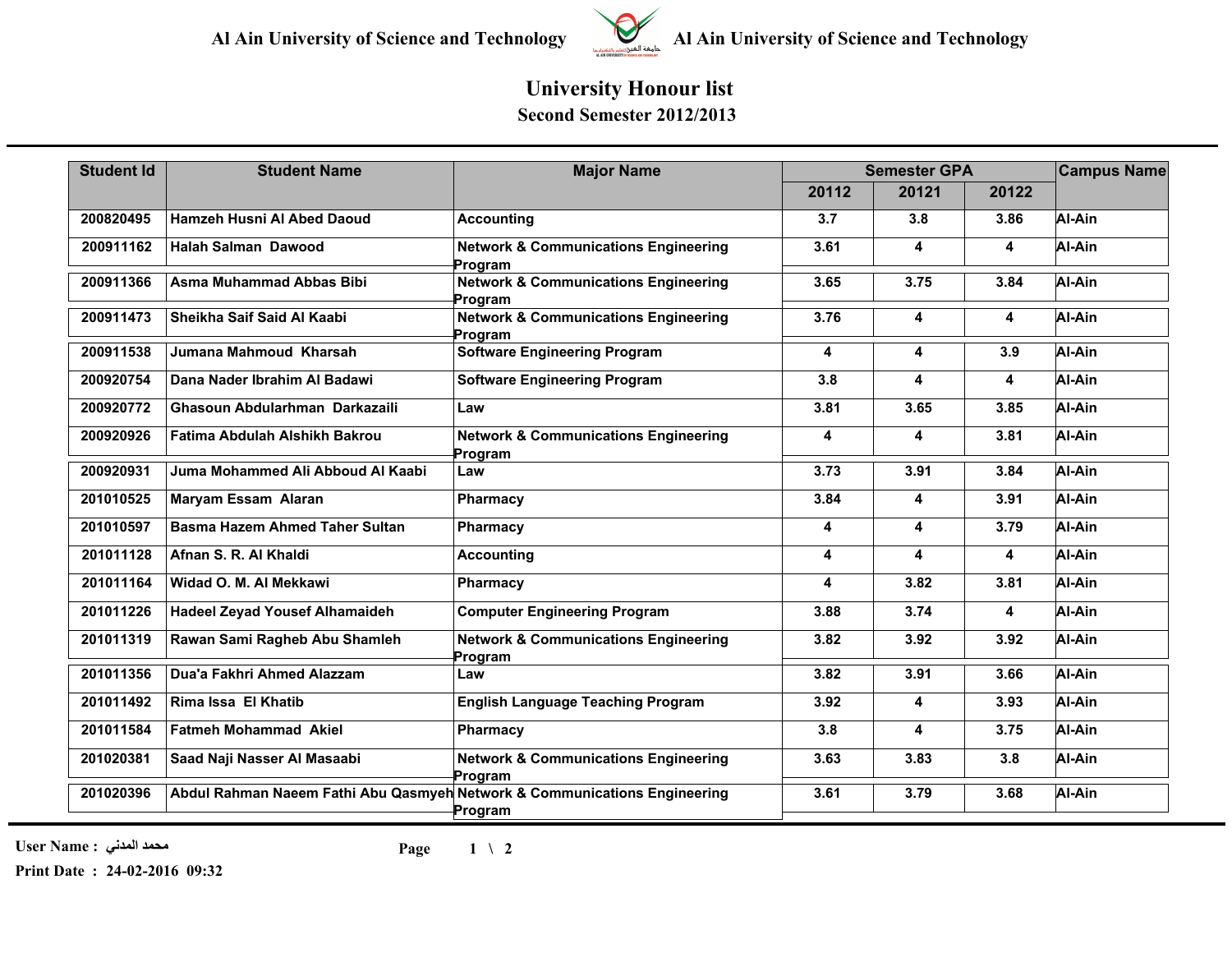Al Ain University of Science and Technology

# University Honour list

## Second Semester 2012/2013

| Student Id | Student Name | Major Name | Semester GPA | | | Campus Name |
|---|---|---|---|---|---|---|
| | | | 20112 | 20121 | 20122 | |
| 200820495 | Hamzeh Husni Al Abed Daoud | Accounting | 3.7 | 3.8 | 3.86 | Al-Ain |
| 200911162 | Halah Salman Dawood | Network & Communications Engineering Program | 3.61 | 4 | 4 | Al-Ain |
| 200911366 | Asma Muhammad Abbas Bibi | Network & Communications Engineering Program | 3.65 | 3.75 | 3.84 | Al-Ain |
| 200911473 | Sheikha Saif Said Al Kaabi | Network & Communications Engineering Program | 3.76 | 4 | 4 | Al-Ain |
| 200911538 | Jumana Mahmoud Kharsah | Software Engineering Program | 4 | 4 | 3.9 | Al-Ain |
| 200920754 | Dana Nader Ibrahim Al Badawi | Software Engineering Program | 3.8 | 4 | 4 | Al-Ain |
| 200920772 | Ghasoun Abdularhman Darkazaili | Law | 3.81 | 3.65 | 3.85 | Al-Ain |
| 200920926 | Fatima Abdulah Alshikh Bakrou | Network & Communications Engineering Program | 4 | 4 | 3.81 | Al-Ain |
| 200920931 | Juma Mohammed Ali Abboud Al Kaabi | Law | 3.73 | 3.91 | 3.84 | Al-Ain |
| 201010525 | Maryam Essam Alaran | Pharmacy | 3.84 | 4 | 3.91 | Al-Ain |
| 201010597 | Basma Hazem Ahmed Taher Sultan | Pharmacy | 4 | 4 | 3.79 | Al-Ain |
| 201011128 | Afnan S. R. Al Khaldi | Accounting | 4 | 4 | 4 | Al-Ain |
| 201011164 | Widad O. M. Al Mekkawi | Pharmacy | 4 | 3.82 | 3.81 | Al-Ain |
| 201011226 | Hadeel Zeyad Yousef Alhamaideh | Computer Engineering Program | 3.88 | 3.74 | 4 | Al-Ain |
| 201011319 | Rawan Sami Ragheb Abu Shamleh | Network & Communications Engineering Program | 3.82 | 3.92 | 3.92 | Al-Ain |
| 201011356 | Dua'a Fakhri Ahmed Alazzam | Law | 3.82 | 3.91 | 3.66 | Al-Ain |
| 201011492 | Rima Issa El Khatib | English Language Teaching Program | 3.92 | 4 | 3.93 | Al-Ain |
| 201011584 | Fatmeh Mohammad Akiel | Pharmacy | 3.8 | 4 | 3.75 | Al-Ain |
| 201020381 | Saad Naji Nasser Al Masaabi | Network & Communications Engineering Program | 3.63 | 3.83 | 3.8 | Al-Ain |
| 201020396 | Abdul Rahman Naeem Fathi Abu Qasmyeh | Network & Communications Engineering Program | 3.61 | 3.79 | 3.68 | Al-Ain |

User Name : محمد المدني

Print Date : 24-02-2016 09:32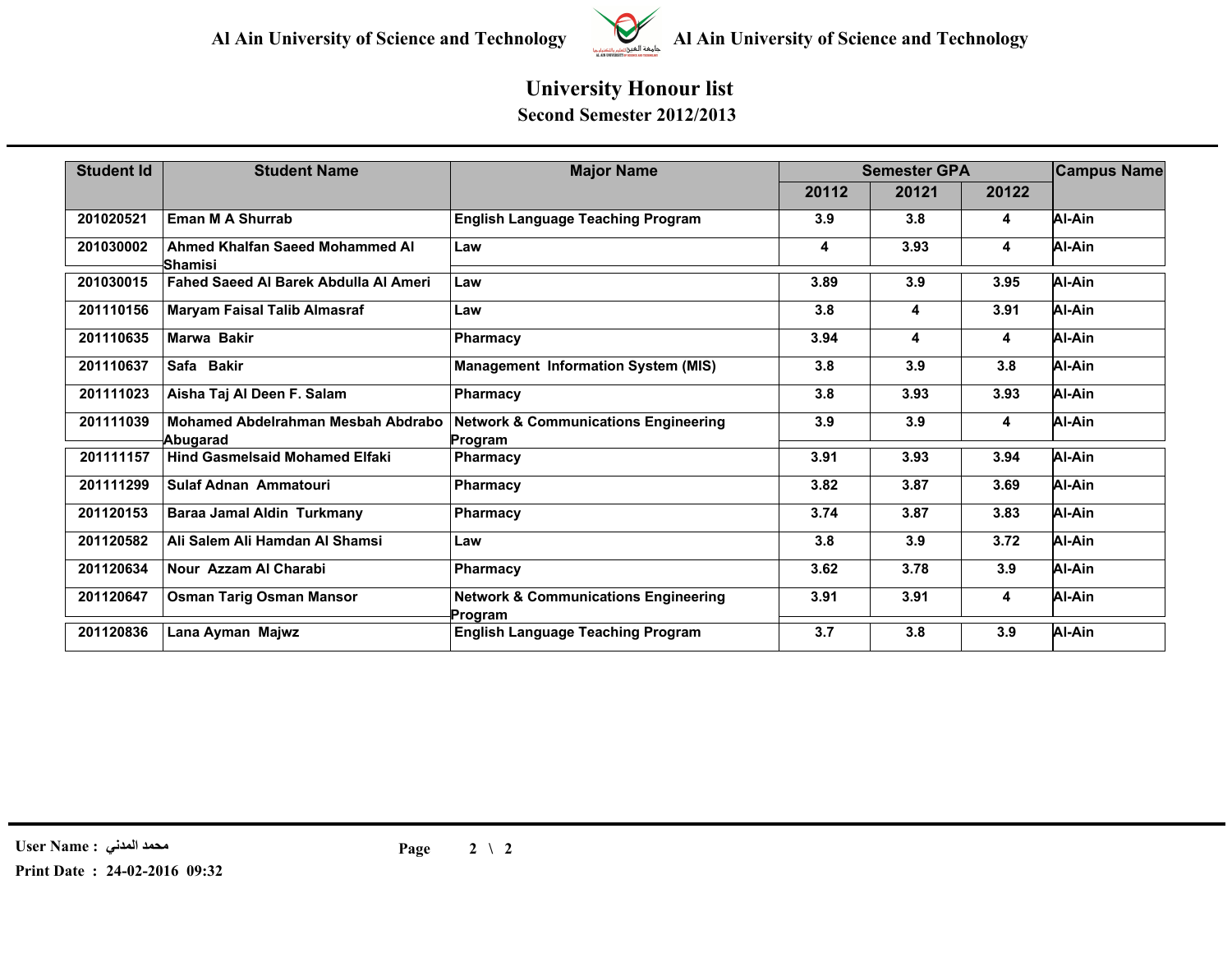# University Honour list

## Second Semester 2012/2013

| Student Id | Student Name | Major Name | Semester GPA | | | Campus Name |
|---|---|---|---|---|---|---|
| | | | 20112 | 20121 | 20122 | |
| 201020521 | Eman M A Shurrab | English Language Teaching Program | 3.9 | 3.8 | 4 | Al-Ain |
| 201030002 | Ahmed Khalfan Saeed Mohammed Al Shamisi | Law | 4 | 3.93 | 4 | Al-Ain |
| 201030015 | Fahed Saeed Al Barek Abdulla Al Ameri | Law | 3.89 | 3.9 | 3.95 | Al-Ain |
| 201110156 | Maryam Faisal Talib Almasraf | Law | 3.8 | 4 | 3.91 | Al-Ain |
| 201110635 | Marwa Bakir | Pharmacy | 3.94 | 4 | 4 | Al-Ain |
| 201110637 | Safa Bakir | Management Information System (MIS) | 3.8 | 3.9 | 3.8 | Al-Ain |
| 201111023 | Aisha Taj Al Deen F. Salam | Pharmacy | 3.8 | 3.93 | 3.93 | Al-Ain |
| 201111039 | Mohamed Abdelrahman Mesbah Abdrabo Abugarad | Network & Communications Engineering Program | 3.9 | 3.9 | 4 | Al-Ain |
| 201111157 | Hind Gasmelsaid Mohamed Elfaki | Pharmacy | 3.91 | 3.93 | 3.94 | Al-Ain |
| 201111299 | Sulaf Adnan Ammatouri | Pharmacy | 3.82 | 3.87 | 3.69 | Al-Ain |
| 201120153 | Baraa Jamal Aldin Turkmany | Pharmacy | 3.74 | 3.87 | 3.83 | Al-Ain |
| 201120582 | Ali Salem Ali Hamdan Al Shamsi | Law | 3.8 | 3.9 | 3.72 | Al-Ain |
| 201120634 | Nour Azzam Al Charabi | Pharmacy | 3.62 | 3.78 | 3.9 | Al-Ain |
| 201120647 | Osman Tarig Osman Mansor | Network & Communications Engineering Program | 3.91 | 3.91 | 4 | Al-Ain |
| 201120836 | Lana Ayman Majwz | English Language Teaching Program | 3.7 | 3.8 | 3.9 | Al-Ain |

User Name : محمد المدني

Print Date : 24-02-2016 09:32